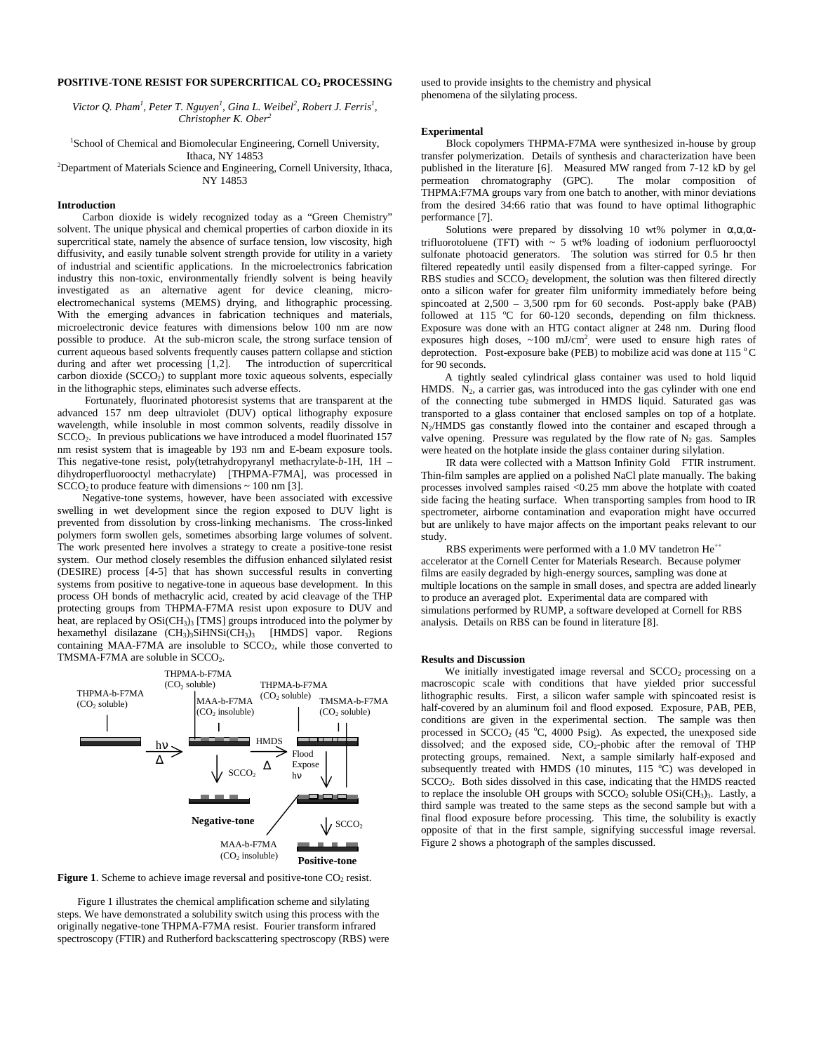# POSITIVE-TONE RESIST FOR SUPERCRITICAL $CO_2$ PROCESSING

*Victor Q. Pham[1], Peter T. Nguyen[1], Gina L. Weibel[2], Robert J. Ferris[1], Christopher K. Ober[2]*

[1]School of Chemical and Biomolecular Engineering, Cornell University, Ithaca, NY 14853

[2]Department of Materials Science and Engineering, Cornell University, Ithaca, NY 14853

## Introduction

Carbon dioxide is widely recognized today as a "Green Chemistry" solvent. The unique physical and chemical properties of carbon dioxide in its supercritical state, namely the absence of surface tension, low viscosity, high diffusivity, and easily tunable solvent strength provide for utility in a variety of industrial and scientific applications. In the microelectronics fabrication industry this non-toxic, environmentally friendly solvent is being heavily investigated as an alternative agent for device cleaning, micro-electromechanical systems (MEMS) drying, and lithographic processing. With the emerging advances in fabrication techniques and materials, microelectronic device features with dimensions below 100 nm are now possible to produce. At the sub-micron scale, the strong surface tension of current aqueous based solvents frequently causes pattern collapse and stiction during and after wet processing [1,2]. The introduction of supercritical carbon dioxide ($SCCO_2$) to supplant more toxic aqueous solvents, especially in the lithographic steps, eliminates such adverse effects.

Fortunately, fluorinated photoresist systems that are transparent at the advanced 157 nm deep ultraviolet (DUV) optical lithography exposure wavelength, while insoluble in most common solvents, readily dissolve in $SCCO_2$. In previous publications we have introduced a model fluorinated 157 nm resist system that is imageable by 193 nm and E-beam exposure tools. This negative-tone resist, poly(tetrahydropyranyl methacrylate-*b*-1H, 1H – dihydroperfluorooctyl methacrylate) [THPMA-F7MA], was processed in $SCCO_2$ to produce feature with dimensions ~ 100 nm [3].

Negative-tone systems, however, have been associated with excessive swelling in wet development since the region exposed to DUV light is prevented from dissolution by cross-linking mechanisms. The cross-linked polymers form swollen gels, sometimes absorbing large volumes of solvent. The work presented here involves a strategy to create a positive-tone resist system. Our method closely resembles the diffusion enhanced silylated resist (DESIRE) process [4-5] that has shown successful results in converting systems from positive to negative-tone in aqueous base development. In this process OH bonds of methacrylic acid, created by acid cleavage of the THP protecting groups from THPMA-F7MA resist upon exposure to DUV and heat, are replaced by $OSi(CH_3)_3$ [TMS] groups introduced into the polymer by hexamethyl disilazane $(CH_3)_3SiHNSi(CH_3)_3$ [HMDS] vapor. Regions containing MAA-F7MA are insoluble to $SCCO_2$, while those converted to TMSMA-F7MA are soluble in $SCCO_2$.

**Figure 1**. Scheme to achieve image reversal and positive-tone $CO_2$ resist.

Figure 1 illustrates the chemical amplification scheme and silylating steps. We have demonstrated a solubility switch using this process with the originally negative-tone THPMA-F7MA resist. Fourier transform infrared spectroscopy (FTIR) and Rutherford backscattering spectroscopy (RBS) were used to provide insights to the chemistry and physical phenomena of the silylating process.

## Experimental

Block copolymers THPMA-F7MA were synthesized in-house by group transfer polymerization. Details of synthesis and characterization have been published in the literature [6]. Measured MW ranged from 7-12 kD by gel permeation chromatography (GPC). The molar composition of THPMA:F7MA groups vary from one batch to another, with minor deviations from the desired 34:66 ratio that was found to have optimal lithographic performance [7].

Solutions were prepared by dissolving 10 wt% polymer in α,α,α-trifluorotoluene (TFT) with ~ 5 wt% loading of iodonium perfluorooctyl sulfonate photoacid generators. The solution was stirred for 0.5 hr then filtered repeatedly until easily dispensed from a filter-capped syringe. For RBS studies and $SCCO_2$ development, the solution was then filtered directly onto a silicon wafer for greater film uniformity immediately before being spincoated at 2,500 – 3,500 rpm for 60 seconds. Post-apply bake (PAB) followed at 115 °C for 60-120 seconds, depending on film thickness. Exposure was done with an HTG contact aligner at 248 nm. During flood exposures high doses, ~100 mJ/cm$^2$ were used to ensure high rates of deprotection. Post-exposure bake (PEB) to mobilize acid was done at 115 °C for 90 seconds.

A tightly sealed cylindrical glass container was used to hold liquid HMDS. $N_2$, a carrier gas, was introduced into the gas cylinder with one end of the connecting tube submerged in HMDS liquid. Saturated gas was transported to a glass container that enclosed samples on top of a hotplate. $N_2$/HMDS gas constantly flowed into the container and escaped through a valve opening. Pressure was regulated by the flow rate of $N_2$ gas. Samples were heated on the hotplate inside the glass container during silylation.

IR data were collected with a Mattson Infinity Gold FTIR instrument. Thin-film samples are applied on a polished NaCl plate manually. The baking processes involved samples raised <0.25 mm above the hotplate with coated side facing the heating surface. When transporting samples from hood to IR spectrometer, airborne contamination and evaporation might have occurred but are unlikely to have major affects on the important peaks relevant to our study.

RBS experiments were performed with a 1.0 MV tandetron $He^{++}$ accelerator at the Cornell Center for Materials Research. Because polymer films are easily degraded by high-energy sources, sampling was done at multiple locations on the sample in small doses, and spectra are added linearly to produce an averaged plot. Experimental data are compared with simulations performed by RUMP, a software developed at Cornell for RBS analysis. Details on RBS can be found in literature [8].

## Results and Discussion

We initially investigated image reversal and $SCCO_2$ processing on a macroscopic scale with conditions that have yielded prior successful lithographic results. First, a silicon wafer sample with spincoated resist is half-covered by an aluminum foil and flood exposed. Exposure, PAB, PEB, conditions are given in the experimental section. The sample was then processed in $SCCO_2$ (45 °C, 4000 Psig). As expected, the unexposed side dissolved; and the exposed side, $CO_2$-phobic after the removal of THP protecting groups, remained. Next, a sample similarly half-exposed and subsequently treated with HMDS (10 minutes, 115 °C) was developed in $SCCO_2$. Both sides dissolved in this case, indicating that the HMDS reacted to replace the insoluble OH groups with $SCCO_2$ soluble $OSi(CH_3)_3$. Lastly, a third sample was treated to the same steps as the second sample but with a final flood exposure before processing. This time, the solubility is exactly opposite of that in the first sample, signifying successful image reversal. Figure 2 shows a photograph of the samples discussed.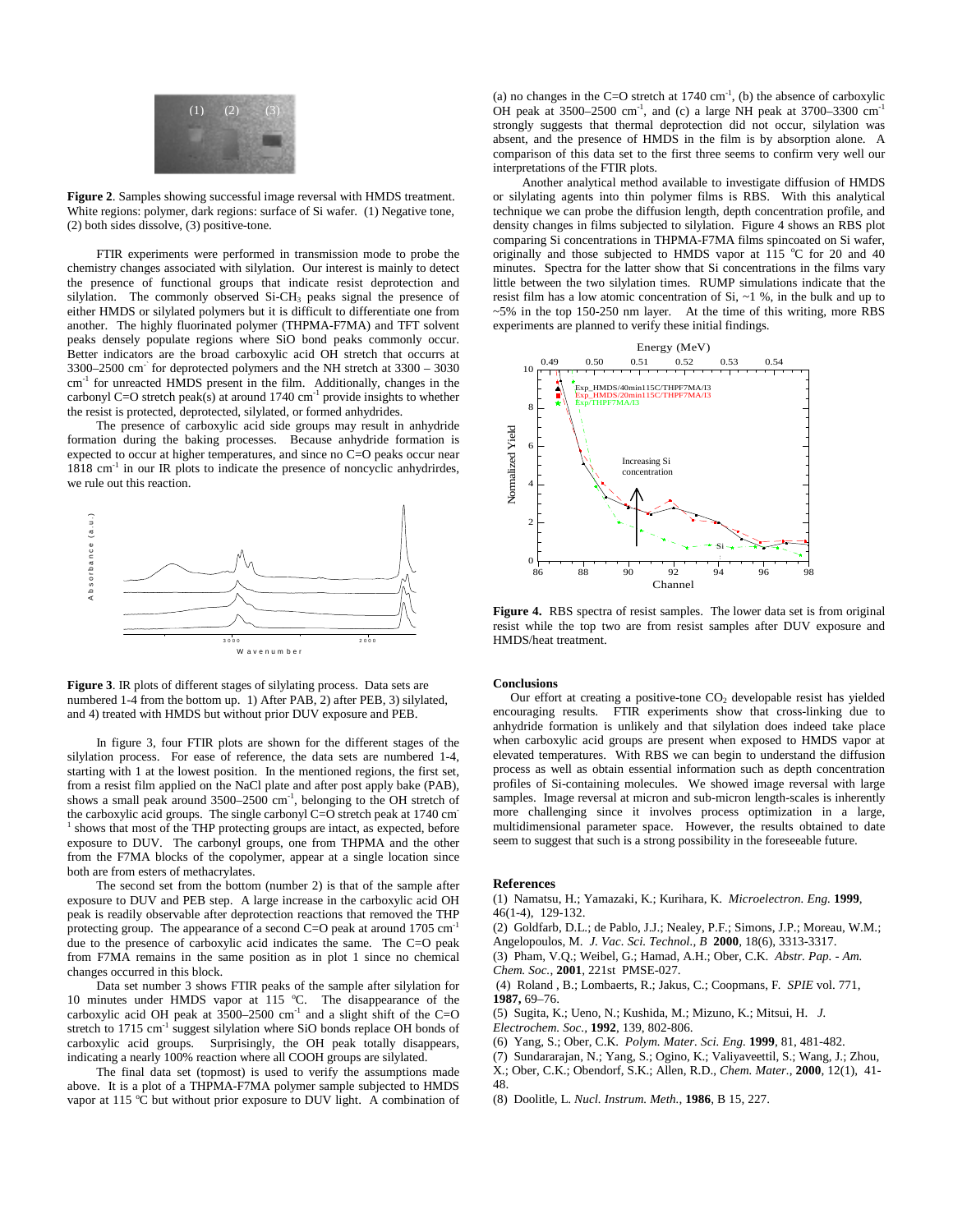(1) (2) (3)

**Figure 2**. Samples showing successful image reversal with HMDS treatment. White regions: polymer, dark regions: surface of Si wafer. (1) Negative tone, (2) both sides dissolve, (3) positive-tone.

FTIR experiments were performed in transmission mode to probe the chemistry changes associated with silylation. Our interest is mainly to detect the presence of functional groups that indicate resist deprotection and silylation. The commonly observed Si-$CH_3$ peaks signal the presence of either HMDS or silylated polymers but it is difficult to differentiate one from another. The highly fluorinated polymer (THPMA-F7MA) and TFT solvent peaks densely populate regions where SiO bond peaks commonly occur. Better indicators are the broad carboxylic acid OH stretch that occurrs at 3300–2500 cm$^{-}$ for deprotected polymers and the NH stretch at 3300 – 3030 cm$^{-1}$ for unreacted HMDS present in the film. Additionally, changes in the carbonyl C=O stretch peak(s) at around 1740 cm$^{-1}$ provide insights to whether the resist is protected, deprotected, silylated, or formed anhydrides.

The presence of carboxylic acid side groups may result in anhydride formation during the baking processes. Because anhydride formation is expected to occur at higher temperatures, and since no C=O peaks occur near 1818 cm$^{-1}$ in our IR plots to indicate the presence of noncyclic anhydrirdes, we rule out this reaction.

Absorbance (a.u.)
3000
2000
Wavenumber

**Figure 3**. IR plots of different stages of silylating process. Data sets are numbered 1-4 from the bottom up. 1) After PAB, 2) after PEB, 3) silylated, and 4) treated with HMDS but without prior DUV exposure and PEB.

In figure 3, four FTIR plots are shown for the different stages of the silylation process. For ease of reference, the data sets are numbered 1-4, starting with 1 at the lowest position. In the mentioned regions, the first set, from a resist film applied on the NaCl plate and after post apply bake (PAB), shows a small peak around 3500–2500 cm$^{-1}$, belonging to the OH stretch of the carboxylic acid groups. The single carbonyl C=O stretch peak at 1740 cm$^{-1}$ shows that most of the THP protecting groups are intact, as expected, before exposure to DUV. The carbonyl groups, one from THPMA and the other from the F7MA blocks of the copolymer, appear at a single location since both are from esters of methacrylates.

The second set from the bottom (number 2) is that of the sample after exposure to DUV and PEB step. A large increase in the carboxylic acid OH peak is readily observable after deprotection reactions that removed the THP protecting group. The appearance of a second C=O peak at around 1705 cm$^{-1}$ due to the presence of carboxylic acid indicates the same. The C=O peak from F7MA remains in the same position as in plot 1 since no chemical changes occurred in this block.

Data set number 3 shows FTIR peaks of the sample after silylation for 10 minutes under HMDS vapor at 115 °C. The disappearance of the carboxylic acid OH peak at 3500–2500 cm$^{-1}$ and a slight shift of the C=O stretch to 1715 cm$^{-1}$ suggest silylation where SiO bonds replace OH bonds of carboxylic acid groups. Surprisingly, the OH peak totally disappears, indicating a nearly 100% reaction where all COOH groups are silylated.

The final data set (topmost) is used to verify the assumptions made above. It is a plot of a THPMA-F7MA polymer sample subjected to HMDS vapor at 115 °C but without prior exposure to DUV light. A combination of (a) no changes in the C=O stretch at 1740 cm$^{-1}$, (b) the absence of carboxylic OH peak at 3500–2500 cm$^{-1}$, and (c) a large NH peak at 3700–3300 cm$^{-1}$ strongly suggests that thermal deprotection did not occur, silylation was absent, and the presence of HMDS in the film is by absorption alone. A comparison of this data set to the first three seems to confirm very well our interpretations of the FTIR plots.

Another analytical method available to investigate diffusion of HMDS or silylating agents into thin polymer films is RBS. With this analytical technique we can probe the diffusion length, depth concentration profile, and density changes in films subjected to silylation. Figure 4 shows an RBS plot comparing Si concentrations in THPMA-F7MA films spincoated on Si wafer, originally and those subjected to HMDS vapor at 115 °C for 20 and 40 minutes. Spectra for the latter show that Si concentrations in the films vary little between the two silylation times. RUMP simulations indicate that the resist film has a low atomic concentration of Si, ~1 %, in the bulk and up to ~5% in the top 150-250 nm layer. At the time of this writing, more RBS experiments are planned to verify these initial findings.

Energy (MeV)
0.49 0.50 0.51 0.52 0.53 0.54
Exp_HMDS/40min115C/THPF7MA/I3
Exp_HMDS/20min115C/THPF7MA/I3
Exp/THPF7MA/I3
Increasing Si concentration
Si
Normalized Yield
10 8 6 4 2 0
86 88 90 92 94 96 98
Channel

**Figure 4.** RBS spectra of resist samples. The lower data set is from original resist while the top two are from resist samples after DUV exposure and HMDS/heat treatment.

## Conclusions

Our effort at creating a positive-tone $CO_2$ developable resist has yielded encouraging results. FTIR experiments show that cross-linking due to anhydride formation is unlikely and that silylation does indeed take place when carboxylic acid groups are present when exposed to HMDS vapor at elevated temperatures. With RBS we can begin to understand the diffusion process as well as obtain essential information such as depth concentration profiles of Si-containing molecules. We showed image reversal with large samples. Image reversal at micron and sub-micron length-scales is inherently more challenging since it involves process optimization in a large, multidimensional parameter space. However, the results obtained to date seem to suggest that such is a strong possibility in the foreseeable future.

## References

(1) Namatsu, H.; Yamazaki, K.; Kurihara, K. *Microelectron. Eng.* **1999**, 46(1-4), 129-132.

(2) Goldfarb, D.L.; de Pablo, J.J.; Nealey, P.F.; Simons, J.P.; Moreau, W.M.; Angelopoulos, M. *J. Vac. Sci. Technol., B* **2000**, 18(6), 3313-3317.

(3) Pham, V.Q.; Weibel, G.; Hamad, A.H.; Ober, C.K. *Abstr. Pap. - Am. Chem. Soc.*, **2001**, 221st PMSE-027.

(4) Roland , B.; Lombaerts, R.; Jakus, C.; Coopmans, F. *SPIE* vol. 771, **1987,** 69–76.

(5) Sugita, K.; Ueno, N.; Kushida, M.; Mizuno, K.; Mitsui, H. *J. Electrochem. Soc.*, **1992**, 139, 802-806.

(6) Yang, S.; Ober, C.K. *Polym. Mater. Sci. Eng.* **1999**, 81, 481-482.

(7) Sundararajan, N.; Yang, S.; Ogino, K.; Valiyaveettil, S.; Wang, J.; Zhou, X.; Ober, C.K.; Obendorf, S.K.; Allen, R.D., *Chem. Mater.*, **2000**, 12(1), 41-48.

(8) Doolitle, L. *Nucl. Instrum. Meth.*, **1986**, B 15, 227.